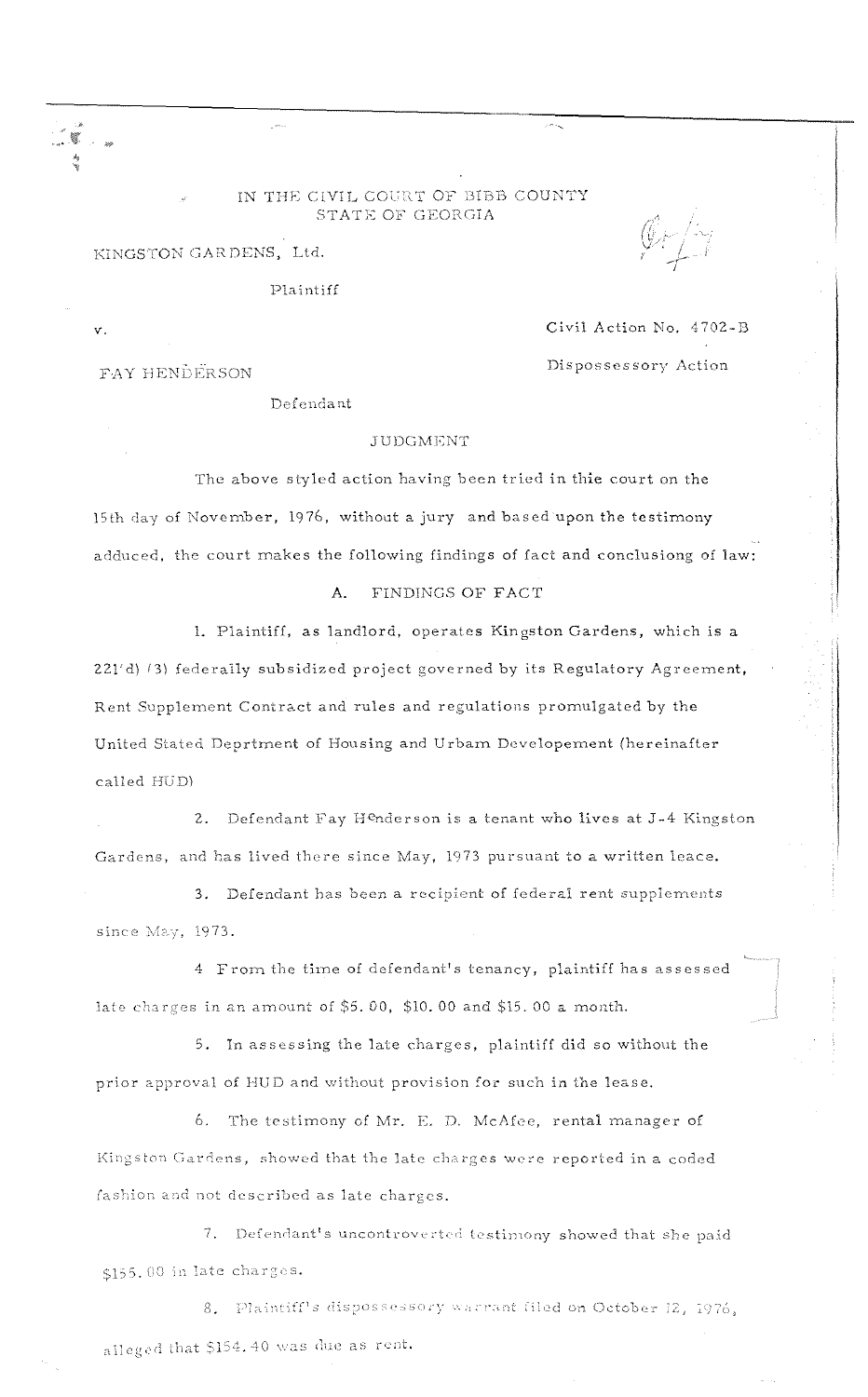IN THE CIVIL COURT OF BIBB COUNTY
STATE OF GEORGIA

KINGSTON GARDENS, Ltd.

Plaintiff

v.

Civil Action No. 4702-B

Dispossessory Action

FAY HENDERSON

Defendant

JUDGMENT

The above styled action having been tried in thie court on the 15th day of November, 1976, without a jury and based upon the testimony adduced, the court makes the following findings of fact and conclusiong of law:

A. FINDINGS OF FACT

1. Plaintiff, as landlord, operates Kingston Gardens, which is a 221(d) (3) federally subsidized project governed by its Regulatory Agreement, Rent Supplement Contract and rules and regulations promulgated by the United Stated Deprtment of Housing and Urbam Developement (hereinafter called HUD)

2. Defendant Fay Henderson is a tenant who lives at J-4 Kingston Gardens, and has lived there since May, 1973 pursuant to a written leace.

3. Defendant has been a recipient of federal rent supplements since May, 1973.

4 From the time of defendant's tenancy, plaintiff has assessed late charges in an amount of $5.00, $10.00 and $15.00 a month.

5. In assessing the late charges, plaintiff did so without the prior approval of HUD and without provision for such in the lease.

6. The testimony of Mr. E. D. McAfee, rental manager of Kingston Gardens, showed that the late charges were reported in a coded fashion and not described as late charges.

7. Defendant's uncontroverted testimony showed that she paid $155.00 in late charges.

8. Plaintiff's dispossessory warrant filed on October 12, 1976, alleged that $154.40 was due as rent.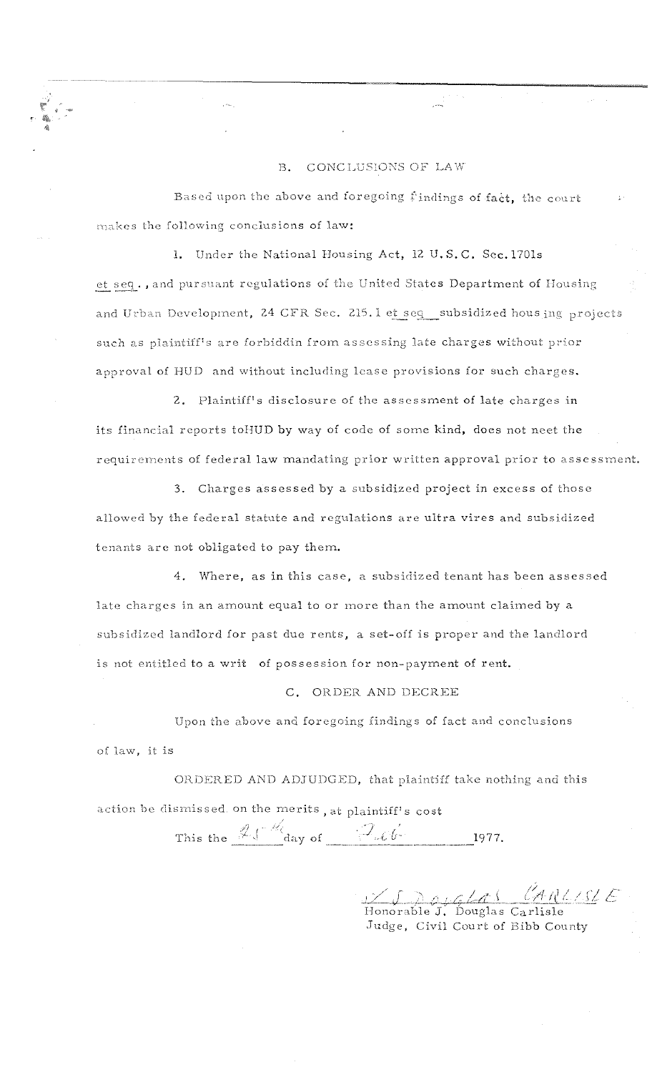## B. CONCLUSIONS OF LAW

Based upon the above and foregoing findings of fact, the court makes the following conclusions of law:

1. Under the National Housing Act, 12 U.S.C. Sec. 1701s *et seq.*, and pursuant regulations of the United States Department of Housing and Urban Development, 24 CFR Sec. 215.1 *et seq* subsidized housing projects such as plaintiff's are forbiddin from assessing late charges without prior approval of HUD and without including lease provisions for such charges.

2. Plaintiff's disclosure of the assessment of late charges in its financial reports toHUD by way of code of some kind, does not neet the requirements of federal law mandating prior written approval prior to assessment.

3. Charges assessed by a subsidized project in excess of those allowed by the federal statute and regulations are ultra vires and subsidized tenants are not obligated to pay them.

4. Where, as in this case, a subsidized tenant has been assessed late charges in an amount equal to or more than the amount claimed by a subsidized landlord for past due rents, a set-off is proper and the landlord is not entitled to a writ of possession for non-payment of rent.

## C. ORDER AND DECREE

Upon the above and foregoing findings of fact and conclusions of law, it is

ORDERED AND ADJUDGED, that plaintiff take nothing and this action be dismissed on the merits, at plaintiff's cost

This the 25th day of Feb. 1977.

/s/ J. Douglas Carlisle
Honorable J. Douglas Carlisle
Judge, Civil Court of Bibb County